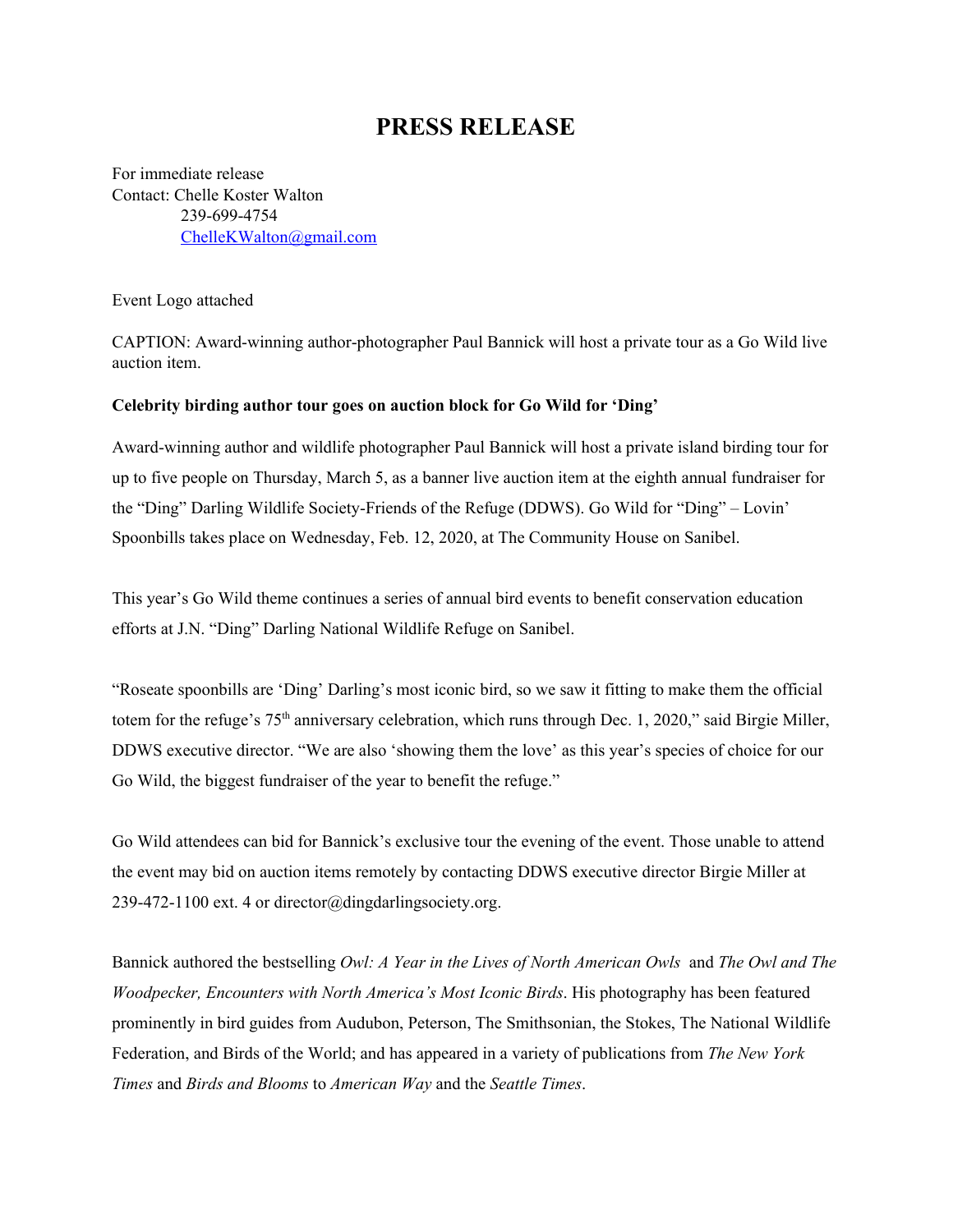# PRESS RELEASE

For immediate release
Contact: Chelle Koster Walton
239-699-4754
ChelleKWalton@gmail.com

Event Logo attached

CAPTION: Award-winning author-photographer Paul Bannick will host a private tour as a Go Wild live auction item.

**Celebrity birding author tour goes on auction block for Go Wild for 'Ding'**

Award-winning author and wildlife photographer Paul Bannick will host a private island birding tour for up to five people on Thursday, March 5, as a banner live auction item at the eighth annual fundraiser for the "Ding" Darling Wildlife Society-Friends of the Refuge (DDWS). Go Wild for "Ding" – Lovin' Spoonbills takes place on Wednesday, Feb. 12, 2020, at The Community House on Sanibel.

This year's Go Wild theme continues a series of annual bird events to benefit conservation education efforts at J.N. "Ding" Darling National Wildlife Refuge on Sanibel.

"Roseate spoonbills are 'Ding' Darling's most iconic bird, so we saw it fitting to make them the official totem for the refuge's 75th anniversary celebration, which runs through Dec. 1, 2020," said Birgie Miller, DDWS executive director. "We are also 'showing them the love' as this year's species of choice for our Go Wild, the biggest fundraiser of the year to benefit the refuge."

Go Wild attendees can bid for Bannick's exclusive tour the evening of the event. Those unable to attend the event may bid on auction items remotely by contacting DDWS executive director Birgie Miller at 239-472-1100 ext. 4 or director@dingdarlingsociety.org.

Bannick authored the bestselling *Owl: A Year in the Lives of North American Owls* and *The Owl and The Woodpecker, Encounters with North America's Most Iconic Birds*. His photography has been featured prominently in bird guides from Audubon, Peterson, The Smithsonian, the Stokes, The National Wildlife Federation, and Birds of the World; and has appeared in a variety of publications from *The New York Times* and *Birds and Blooms* to *American Way* and the *Seattle Times*.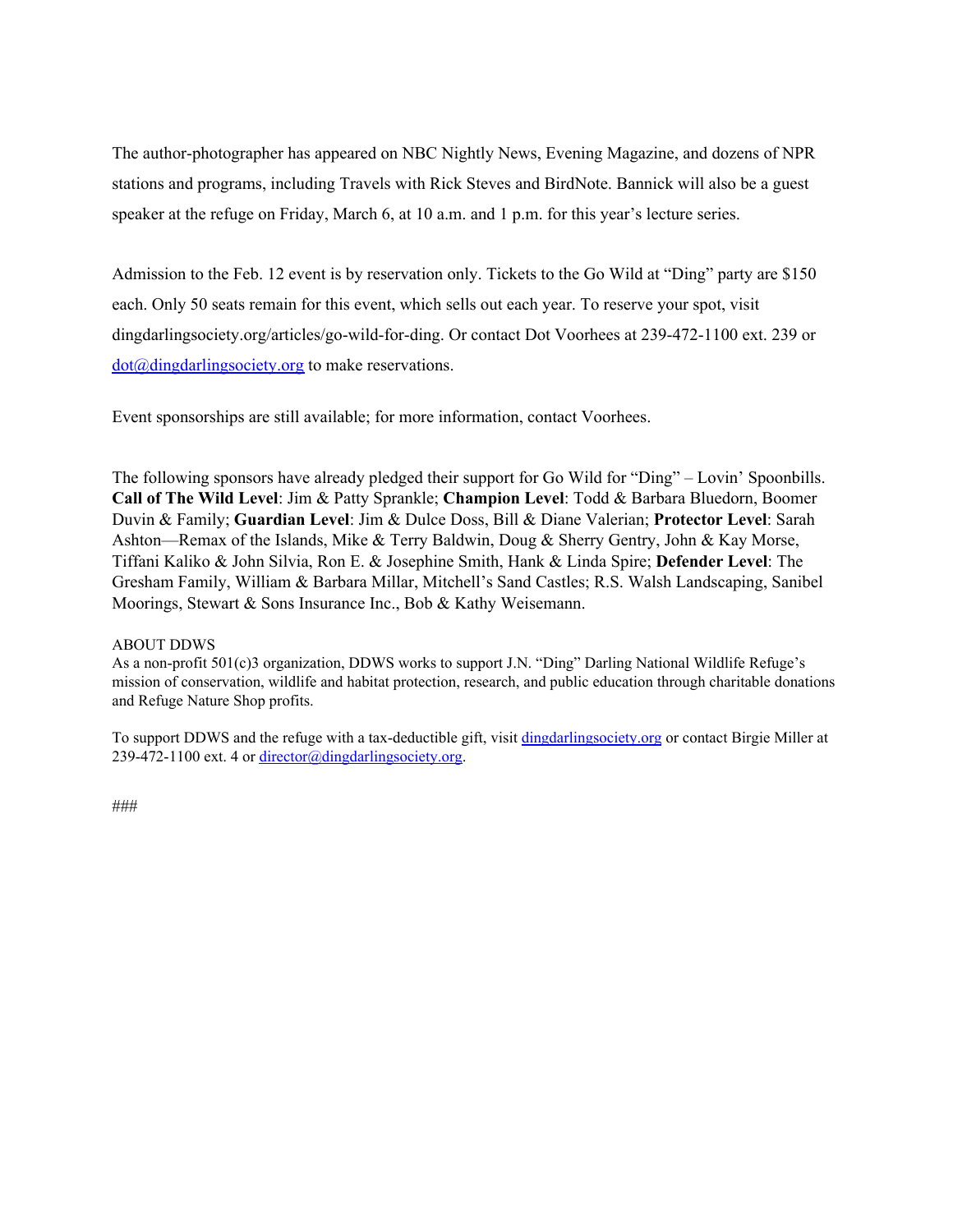The author-photographer has appeared on NBC Nightly News, Evening Magazine, and dozens of NPR stations and programs, including Travels with Rick Steves and BirdNote. Bannick will also be a guest speaker at the refuge on Friday, March 6, at 10 a.m. and 1 p.m. for this year's lecture series.

Admission to the Feb. 12 event is by reservation only. Tickets to the Go Wild at "Ding" party are $150 each. Only 50 seats remain for this event, which sells out each year. To reserve your spot, visit dingdarlingsociety.org/articles/go-wild-for-ding. Or contact Dot Voorhees at 239-472-1100 ext. 239 or dot@dingdarlingsociety.org to make reservations.

Event sponsorships are still available; for more information, contact Voorhees.

The following sponsors have already pledged their support for Go Wild for "Ding" – Lovin' Spoonbills. **Call of The Wild Level**: Jim & Patty Sprankle; **Champion Level**: Todd & Barbara Bluedorn, Boomer Duvin & Family; **Guardian Level**: Jim & Dulce Doss, Bill & Diane Valerian; **Protector Level**: Sarah Ashton—Remax of the Islands, Mike & Terry Baldwin, Doug & Sherry Gentry, John & Kay Morse, Tiffani Kaliko & John Silvia, Ron E. & Josephine Smith, Hank & Linda Spire; **Defender Level**: The Gresham Family, William & Barbara Millar, Mitchell's Sand Castles; R.S. Walsh Landscaping, Sanibel Moorings, Stewart & Sons Insurance Inc., Bob & Kathy Weisemann.

ABOUT DDWS

As a non-profit 501(c)3 organization, DDWS works to support J.N. "Ding" Darling National Wildlife Refuge's mission of conservation, wildlife and habitat protection, research, and public education through charitable donations and Refuge Nature Shop profits.

To support DDWS and the refuge with a tax-deductible gift, visit dingdarlingsociety.org or contact Birgie Miller at 239-472-1100 ext. 4 or director@dingdarlingsociety.org.

###